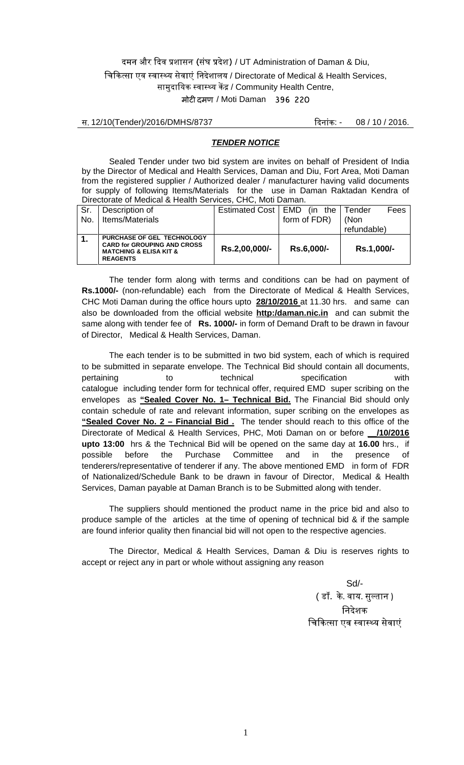दमन और दिव प्रशासन (संघ प्रदेश) / UT Administration of Daman & Diu,
चिकित्सा एव स्वास्थ्य सेवाएं निदेशालय / Directorate of Medical & Health Services,
सामुदायिक स्वास्थ्य केंद्र / Community Health Centre,
मोटी दमण / Moti Daman 396 220

स. 12/10(Tender)/2016/DMHS/8737 दिनांक: - 08 / 10 / 2016.

## ***TENDER NOTICE***

Sealed Tender under two bid system are invites on behalf of President of India by the Director of Medical and Health Services, Daman and Diu, Fort Area, Moti Daman from the registered supplier / Authorized dealer / manufacturer having valid documents for supply of following Items/Materials for the use in Daman Raktadan Kendra of Directorate of Medical & Health Services, CHC, Moti Daman.

| Sr. No. | Description of Items/Materials | Estimated Cost | EMD (in the form of FDR) | Tender Fees (Non refundable) |
|---|---|---|---|---|
| **1.** | **PURCHASE OF GEL TECHNOLOGY CARD for GROUPING AND CROSS MATCHING & ELISA KIT & REAGENTS** | **Rs.2,00,000/-** | **Rs.6,000/-** | **Rs.1,000/-** |

The tender form along with terms and conditions can be had on payment of **Rs.1000/-** (non-refundable) each from the Directorate of Medical & Health Services, CHC Moti Daman during the office hours upto **28/10/2016** at 11.30 hrs. and same can also be downloaded from the official website **http:/daman.nic.in** and can submit the same along with tender fee of **Rs. 1000/-** in form of Demand Draft to be drawn in favour of Director, Medical & Health Services, Daman.

The each tender is to be submitted in two bid system, each of which is required to be submitted in separate envelope. The Technical Bid should contain all documents, pertaining to technical specification with catalogue including tender form for technical offer, required EMD super scribing on the envelopes as **"Sealed Cover No. 1– Technical Bid.** The Financial Bid should only contain schedule of rate and relevant information, super scribing on the envelopes as **"Sealed Cover No. 2 – Financial Bid .** The tender should reach to this office of the Directorate of Medical & Health Services, PHC, Moti Daman on or before **\_\_/10/2016 upto 13:00** hrs & the Technical Bid will be opened on the same day at **16.00** hrs., if possible before the Purchase Committee and in the presence of tenderers/representative of tenderer if any. The above mentioned EMD in form of FDR of Nationalized/Schedule Bank to be drawn in favour of Director, Medical & Health Services, Daman payable at Daman Branch is to be Submitted along with tender.

The suppliers should mentioned the product name in the price bid and also to produce sample of the articles at the time of opening of technical bid & if the sample are found inferior quality then financial bid will not open to the respective agencies.

The Director, Medical & Health Services, Daman & Diu is reserves rights to accept or reject any in part or whole without assigning any reason

Sd/-
( डॉ. के. वाय. सुल्तान )
निदेशक
चिकित्सा एव स्वास्थ्य सेवाएं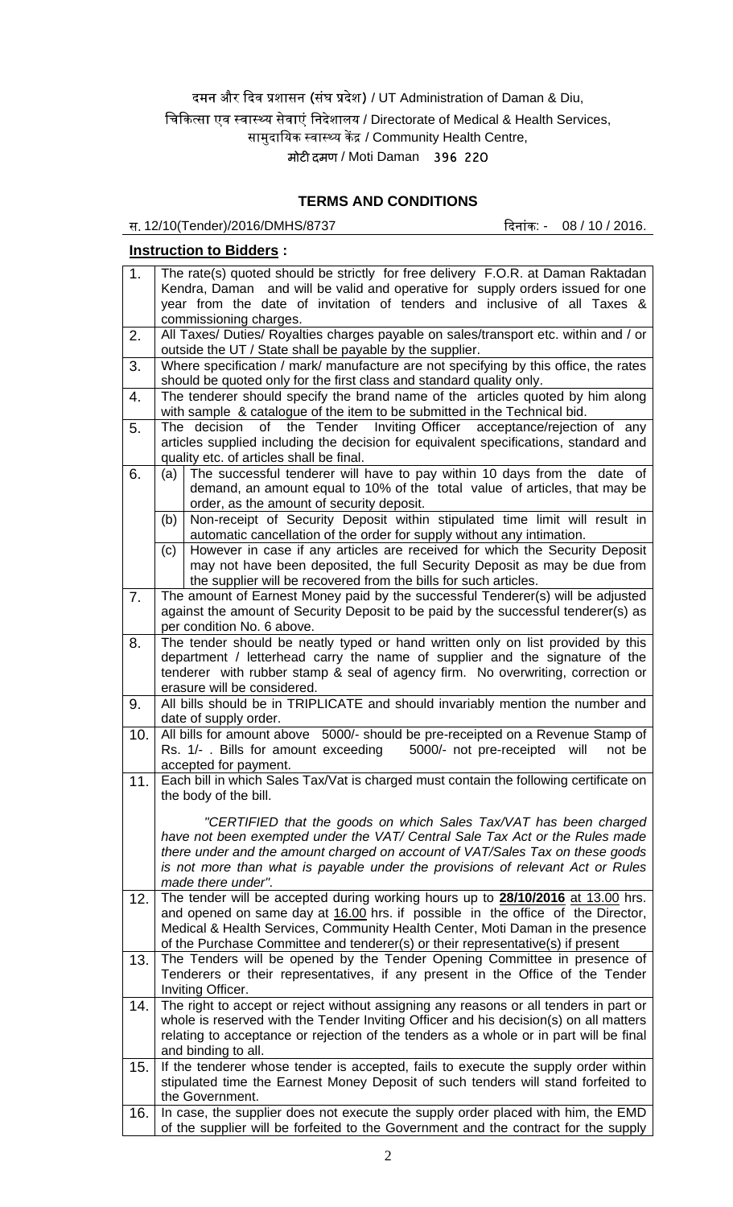दमन और दिव प्रशासन (संघ प्रदेश) / UT Administration of Daman & Diu,

चिकित्सा एव स्वास्थ्य सेवाएं निदेशालय / Directorate of Medical & Health Services,

सामुदायिक स्वास्थ्य केंद्र / Community Health Centre,

मोटी दमण / Moti Daman 396 220

## TERMS AND CONDITIONS

स. 12/10(Tender)/2016/DMHS/8737 दिनांक: - 08 / 10 / 2016.

**Instruction to Bidders :**

| | | |
|---|---|---|
| 1. | The rate(s) quoted should be strictly for free delivery F.O.R. at Daman Raktadan Kendra, Daman and will be valid and operative for supply orders issued for one year from the date of invitation of tenders and inclusive of all Taxes & commissioning charges. | |
| 2. | All Taxes/ Duties/ Royalties charges payable on sales/transport etc. within and / or outside the UT / State shall be payable by the supplier. | |
| 3. | Where specification / mark/ manufacture are not specifying by this office, the rates should be quoted only for the first class and standard quality only. | |
| 4. | The tenderer should specify the brand name of the articles quoted by him along with sample & catalogue of the item to be submitted in the Technical bid. | |
| 5. | The decision of the Tender Inviting Officer acceptance/rejection of any articles supplied including the decision for equivalent specifications, standard and quality etc. of articles shall be final. | |
| 6. | (a) | The successful tenderer will have to pay within 10 days from the date of demand, an amount equal to 10% of the total value of articles, that may be order, as the amount of security deposit. |
| | (b) | Non-receipt of Security Deposit within stipulated time limit will result in automatic cancellation of the order for supply without any intimation. |
| | (c) | However in case if any articles are received for which the Security Deposit may not have been deposited, the full Security Deposit as may be due from the supplier will be recovered from the bills for such articles. |
| 7. | The amount of Earnest Money paid by the successful Tenderer(s) will be adjusted against the amount of Security Deposit to be paid by the successful tenderer(s) as per condition No. 6 above. | |
| 8. | The tender should be neatly typed or hand written only on list provided by this department / letterhead carry the name of supplier and the signature of the tenderer with rubber stamp & seal of agency firm. No overwriting, correction or erasure will be considered. | |
| 9. | All bills should be in TRIPLICATE and should invariably mention the number and date of supply order. | |
| 10. | All bills for amount above 5000/- should be pre-receipted on a Revenue Stamp of Rs. 1/- . Bills for amount exceeding 5000/- not pre-receipted will not be accepted for payment. | |
| 11. | Each bill in which Sales Tax/Vat is charged must contain the following certificate on the body of the bill. *"CERTIFIED that the goods on which Sales Tax/VAT has been charged have not been exempted under the VAT/ Central Sale Tax Act or the Rules made there under and the amount charged on account of VAT/Sales Tax on these goods is not more than what is payable under the provisions of relevant Act or Rules made there under".* | |
| 12. | The tender will be accepted during working hours up to **28/10/2016** at 13.00 hrs. and opened on same day at 16.00 hrs. if possible in the office of the Director, Medical & Health Services, Community Health Center, Moti Daman in the presence of the Purchase Committee and tenderer(s) or their representative(s) if present | |
| 13. | The Tenders will be opened by the Tender Opening Committee in presence of Tenderers or their representatives, if any present in the Office of the Tender Inviting Officer. | |
| 14. | The right to accept or reject without assigning any reasons or all tenders in part or whole is reserved with the Tender Inviting Officer and his decision(s) on all matters relating to acceptance or rejection of the tenders as a whole or in part will be final and binding to all. | |
| 15. | If the tenderer whose tender is accepted, fails to execute the supply order within stipulated time the Earnest Money Deposit of such tenders will stand forfeited to the Government. | |
| 16. | In case, the supplier does not execute the supply order placed with him, the EMD of the supplier will be forfeited to the Government and the contract for the supply | |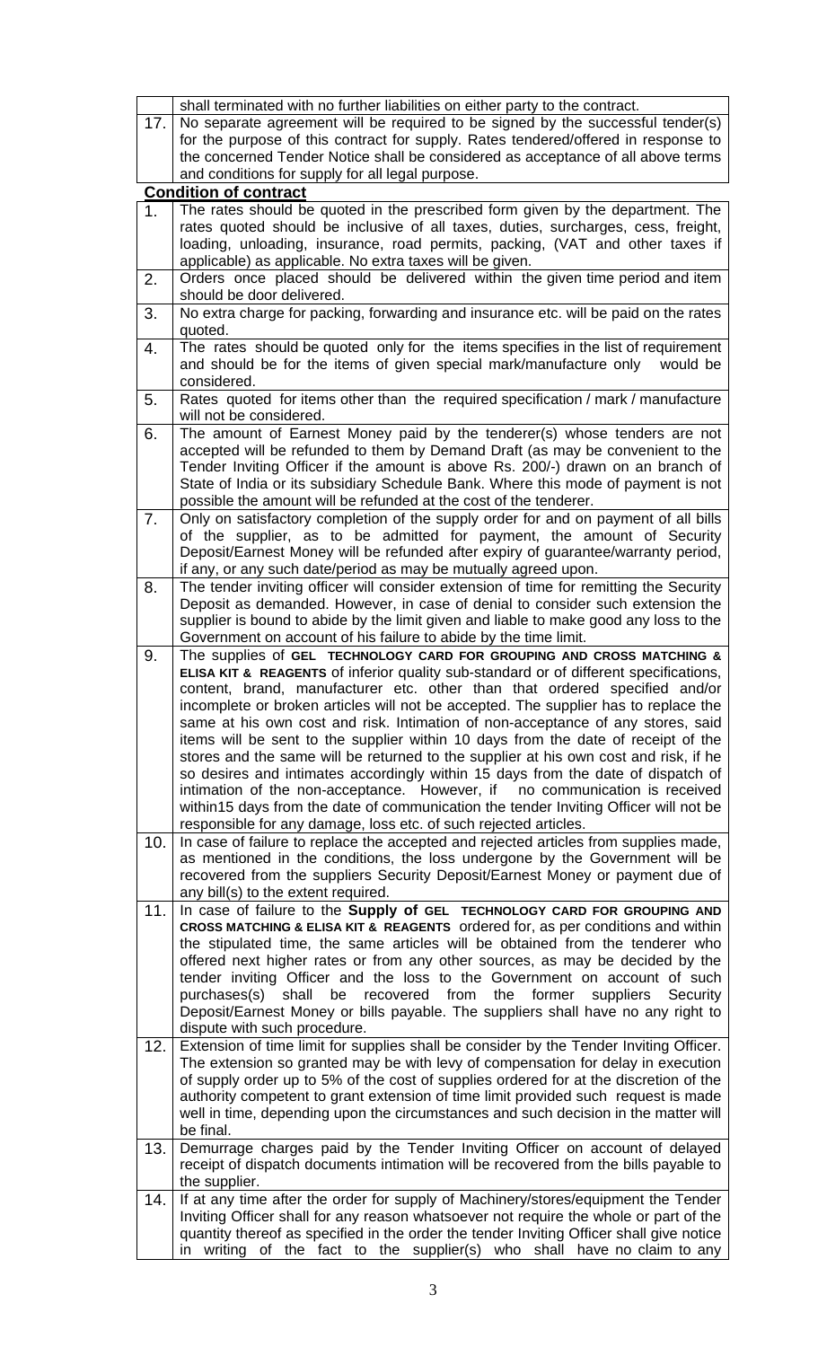| | |
|---|---|
| | shall terminated with no further liabilities on either party to the contract. |
| 17. | No separate agreement will be required to be signed by the successful tender(s) for the purpose of this contract for supply. Rates tendered/offered in response to the concerned Tender Notice shall be considered as acceptance of all above terms and conditions for supply for all legal purpose. |
| | **Condition of contract** |
| 1. | The rates should be quoted in the prescribed form given by the department. The rates quoted should be inclusive of all taxes, duties, surcharges, cess, freight, loading, unloading, insurance, road permits, packing, (VAT and other taxes if applicable) as applicable. No extra taxes will be given. |
| 2. | Orders once placed should be delivered within the given time period and item should be door delivered. |
| 3. | No extra charge for packing, forwarding and insurance etc. will be paid on the rates quoted. |
| 4. | The rates should be quoted only for the items specifies in the list of requirement and should be for the items of given special mark/manufacture only would be considered. |
| 5. | Rates quoted for items other than the required specification / mark / manufacture will not be considered. |
| 6. | The amount of Earnest Money paid by the tenderer(s) whose tenders are not accepted will be refunded to them by Demand Draft (as may be convenient to the Tender Inviting Officer if the amount is above Rs. 200/-) drawn on an branch of State of India or its subsidiary Schedule Bank. Where this mode of payment is not possible the amount will be refunded at the cost of the tenderer. |
| 7. | Only on satisfactory completion of the supply order for and on payment of all bills of the supplier, as to be admitted for payment, the amount of Security Deposit/Earnest Money will be refunded after expiry of guarantee/warranty period, if any, or any such date/period as may be mutually agreed upon. |
| 8. | The tender inviting officer will consider extension of time for remitting the Security Deposit as demanded. However, in case of denial to consider such extension the supplier is bound to abide by the limit given and liable to make good any loss to the Government on account of his failure to abide by the time limit. |
| 9. | The supplies of **GEL TECHNOLOGY CARD FOR GROUPING AND CROSS MATCHING & ELISA KIT & REAGENTS** of inferior quality sub-standard or of different specifications, content, brand, manufacturer etc. other than that ordered specified and/or incomplete or broken articles will not be accepted. The supplier has to replace the same at his own cost and risk. Intimation of non-acceptance of any stores, said items will be sent to the supplier within 10 days from the date of receipt of the stores and the same will be returned to the supplier at his own cost and risk, if he so desires and intimates accordingly within 15 days from the date of dispatch of intimation of the non-acceptance. However, if no communication is received within15 days from the date of communication the tender Inviting Officer will not be responsible for any damage, loss etc. of such rejected articles. |
| 10. | In case of failure to replace the accepted and rejected articles from supplies made, as mentioned in the conditions, the loss undergone by the Government will be recovered from the suppliers Security Deposit/Earnest Money or payment due of any bill(s) to the extent required. |
| 11. | In case of failure to the **Supply of GEL TECHNOLOGY CARD FOR GROUPING AND CROSS MATCHING & ELISA KIT & REAGENTS** ordered for, as per conditions and within the stipulated time, the same articles will be obtained from the tenderer who offered next higher rates or from any other sources, as may be decided by the tender inviting Officer and the loss to the Government on account of such purchases(s) shall be recovered from the former suppliers Security Deposit/Earnest Money or bills payable. The suppliers shall have no any right to dispute with such procedure. |
| 12. | Extension of time limit for supplies shall be consider by the Tender Inviting Officer. The extension so granted may be with levy of compensation for delay in execution of supply order up to 5% of the cost of supplies ordered for at the discretion of the authority competent to grant extension of time limit provided such request is made well in time, depending upon the circumstances and such decision in the matter will be final. |
| 13. | Demurrage charges paid by the Tender Inviting Officer on account of delayed receipt of dispatch documents intimation will be recovered from the bills payable to the supplier. |
| 14. | If at any time after the order for supply of Machinery/stores/equipment the Tender Inviting Officer shall for any reason whatsoever not require the whole or part of the quantity thereof as specified in the order the tender Inviting Officer shall give notice in writing of the fact to the supplier(s) who shall have no claim to any |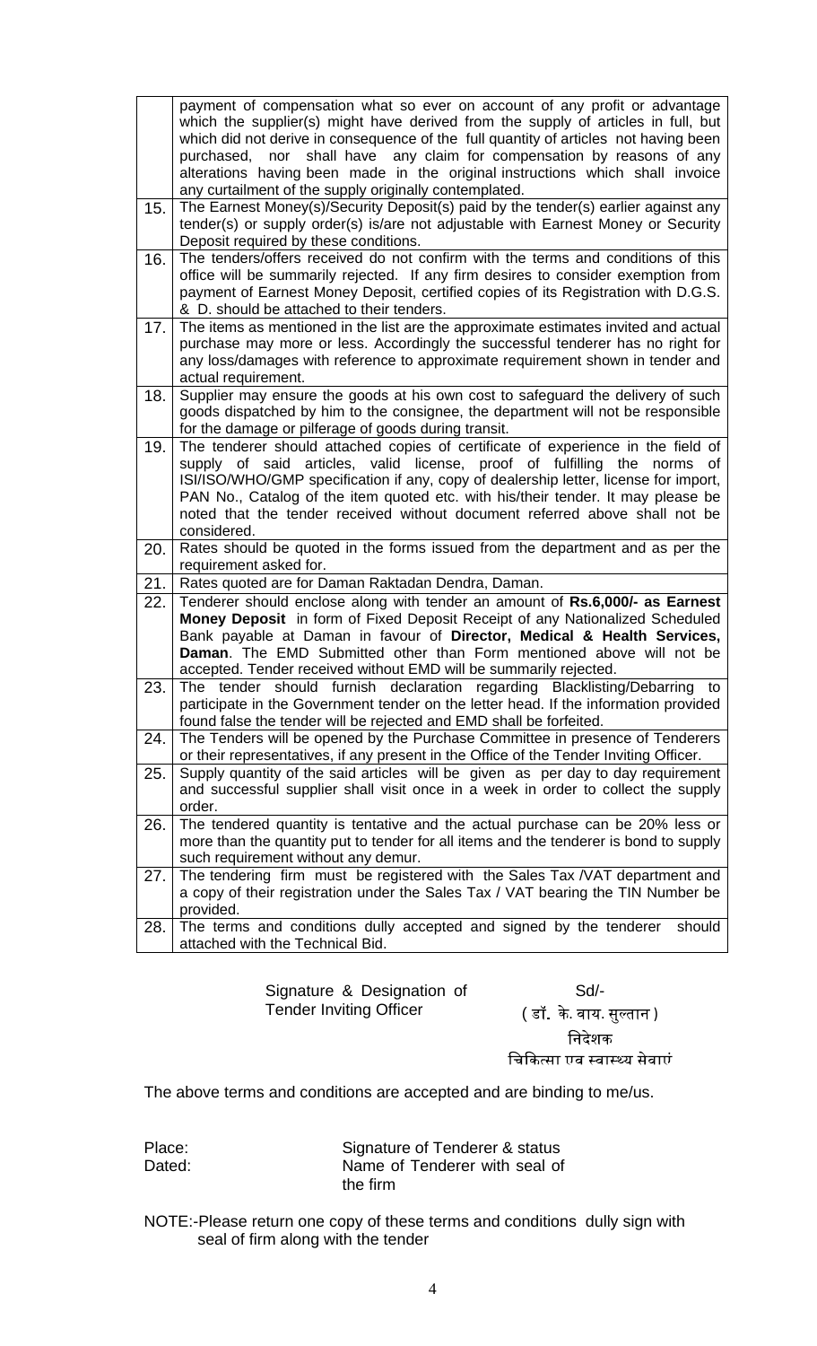| | |
|---|---|
| | payment of compensation what so ever on account of any profit or advantage which the supplier(s) might have derived from the supply of articles in full, but which did not derive in consequence of the full quantity of articles not having been purchased, nor shall have any claim for compensation by reasons of any alterations having been made in the original instructions which shall invoice any curtailment of the supply originally contemplated. |
| 15. | The Earnest Money(s)/Security Deposit(s) paid by the tender(s) earlier against any tender(s) or supply order(s) is/are not adjustable with Earnest Money or Security Deposit required by these conditions. |
| 16. | The tenders/offers received do not confirm with the terms and conditions of this office will be summarily rejected. If any firm desires to consider exemption from payment of Earnest Money Deposit, certified copies of its Registration with D.G.S. & D. should be attached to their tenders. |
| 17. | The items as mentioned in the list are the approximate estimates invited and actual purchase may more or less. Accordingly the successful tenderer has no right for any loss/damages with reference to approximate requirement shown in tender and actual requirement. |
| 18. | Supplier may ensure the goods at his own cost to safeguard the delivery of such goods dispatched by him to the consignee, the department will not be responsible for the damage or pilferage of goods during transit. |
| 19. | The tenderer should attached copies of certificate of experience in the field of supply of said articles, valid license, proof of fulfilling the norms of ISI/ISO/WHO/GMP specification if any, copy of dealership letter, license for import, PAN No., Catalog of the item quoted etc. with his/their tender. It may please be noted that the tender received without document referred above shall not be considered. |
| 20. | Rates should be quoted in the forms issued from the department and as per the requirement asked for. |
| 21. | Rates quoted are for Daman Raktadan Dendra, Daman. |
| 22. | Tenderer should enclose along with tender an amount of **Rs.6,000/- as Earnest Money Deposit** in form of Fixed Deposit Receipt of any Nationalized Scheduled Bank payable at Daman in favour of **Director, Medical & Health Services, Daman**. The EMD Submitted other than Form mentioned above will not be accepted. Tender received without EMD will be summarily rejected. |
| 23. | The tender should furnish declaration regarding Blacklisting/Debarring to participate in the Government tender on the letter head. If the information provided found false the tender will be rejected and EMD shall be forfeited. |
| 24. | The Tenders will be opened by the Purchase Committee in presence of Tenderers or their representatives, if any present in the Office of the Tender Inviting Officer. |
| 25. | Supply quantity of the said articles will be given as per day to day requirement and successful supplier shall visit once in a week in order to collect the supply order. |
| 26. | The tendered quantity is tentative and the actual purchase can be 20% less or more than the quantity put to tender for all items and the tenderer is bond to supply such requirement without any demur. |
| 27. | The tendering firm must be registered with the Sales Tax /VAT department and a copy of their registration under the Sales Tax / VAT bearing the TIN Number be provided. |
| 28. | The terms and conditions dully accepted and signed by the tenderer should attached with the Technical Bid. |

Signature & Designation of Tender Inviting Officer

Sd/-
( डॉ. के. वाय. सुल्तान )
निदेशक
चिकित्सा एव स्वास्थ्य सेवाएं

The above terms and conditions are accepted and are binding to me/us.

Place: Signature of Tenderer & status
Dated: Name of Tenderer with seal of the firm

NOTE:-Please return one copy of these terms and conditions dully sign with seal of firm along with the tender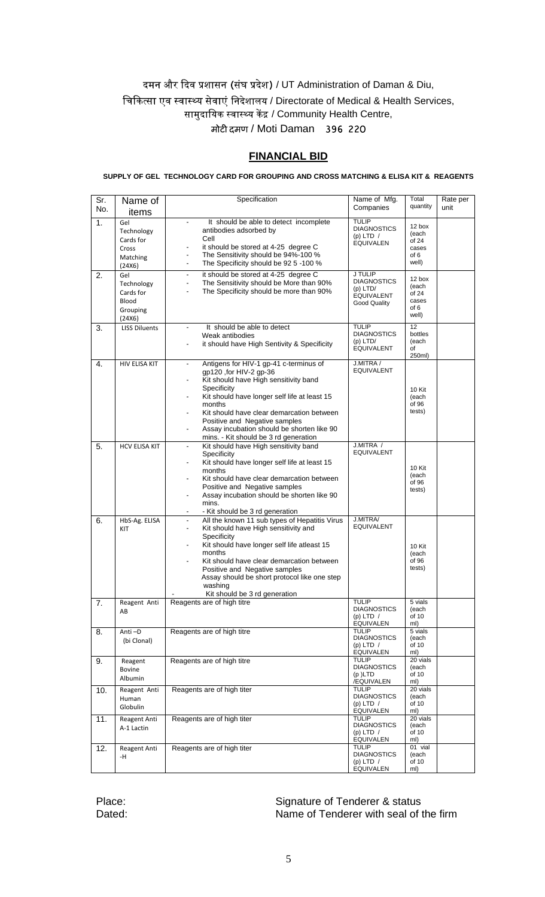दमन और दिव प्रशासन (संघ प्रदेश) / UT Administration of Daman & Diu,
चिकित्सा एव स्वास्थ्य सेवाएं निदेशालय / Directorate of Medical & Health Services,
सामुदायिक स्वास्थ्य केंद्र / Community Health Centre,
मोटी दमण / Moti Daman 396 220

## FINANCIAL BID

**SUPPLY OF GEL TECHNOLOGY CARD FOR GROUPING AND CROSS MATCHING & ELISA KIT & REAGENTS**

| Sr. No. | Name of items | Specification | Name of Mfg. Companies | Total quantity | Rate per unit |
|---|---|---|---|---|---|
| 1. | Gel Technology Cards for Cross Matching (24X6) | - It should be able to detect incomplete antibodies adsorbed by Cell<br>- it should be stored at 4-25 degree C<br>- The Sensitivity should be 94%-100 %<br>- The Specificity should be 92 5 -100 % | TULIP DIAGNOSTICS (p) LTD / EQUIVALEN | 12 box (each of 24 cases of 6 well) | |
| 2. | Gel Technology Cards for Blood Grouping (24X6) | - it should be stored at 4-25 degree C<br>- The Sensitivity should be More than 90%<br>- The Specificity should be more than 90% | J TULIP DIAGNOSTICS (p) LTD/ EQUIVALENT Good Quality | 12 box (each of 24 cases of 6 well) | |
| 3. | LISS Diluents | - It should be able to detect Weak antibodies<br>- it should have High Sentivity & Specificity | TULIP DIAGNOSTICS (p) LTD/ EQUIVALENT | 12 bottles (each of 250ml) | |
| 4. | HIV ELISA KIT | - Antigens for HIV-1 gp-41 c-terminus of gp120 ,for HIV-2 gp-36<br>- Kit should have High sensitivity band Specificity<br>- Kit should have longer self life at least 15 months<br>- Kit should have clear demarcation between Positive and Negative samples<br>- Assay incubation should be shorten like 90 mins. - Kit should be 3 rd generation | J.MITRA / EQUIVALENT | 10 Kit (each of 96 tests) | |
| 5. | HCV ELISA KIT | - Kit should have High sensitivity band Specificity<br>- Kit should have longer self life at least 15 months<br>- Kit should have clear demarcation between Positive and Negative samples<br>- Assay incubation should be shorten like 90 mins.<br>- - Kit should be 3 rd generation | J.MITRA / EQUIVALENT | 10 Kit (each of 96 tests) | |
| 6. | HbS-Ag. ELISA KIT | - All the known 11 sub types of Hepatitis Virus<br>- Kit should have High sensitivity and Specificity<br>- Kit should have longer self life atleast 15 months<br>- Kit should have clear demarcation between Positive and Negative samples<br>Assay should be short protocol like one step washing<br>- Kit should be 3 rd generation | J.MITRA/ EQUIVALENT | 10 Kit (each of 96 tests) | |
| 7. | Reagent Anti AB | Reagents are of high titre | TULIP DIAGNOSTICS (p) LTD / EQUIVALEN | 5 vials (each of 10 ml) | |
| 8. | Anti –D (bi Clonal) | Reagents are of high titre | TULIP DIAGNOSTICS (p) LTD / EQUIVALEN | 5 vials (each of 10 ml) | |
| 9. | Reagent Bovine Albumin | Reagents are of high titre | TULIP DIAGNOSTICS (p )LTD /EQUIVALEN | 20 vials (each of 10 ml) | |
| 10. | Reagent Anti Human Globulin | Reagents are of high titer | TULIP DIAGNOSTICS (p) LTD / EQUIVALEN | 20 vials (each of 10 ml) | |
| 11. | Reagent Anti A-1 Lactin | Reagents are of high titer | TULIP DIAGNOSTICS (p) LTD / EQUIVALEN | 20 vials (each of 10 ml) | |
| 12. | Reagent Anti -H | Reagents are of high titer | TULIP DIAGNOSTICS (p) LTD / EQUIVALEN | 01 vial (each of 10 ml) | |

Place: Signature of Tenderer & status
Dated: Name of Tenderer with seal of the firm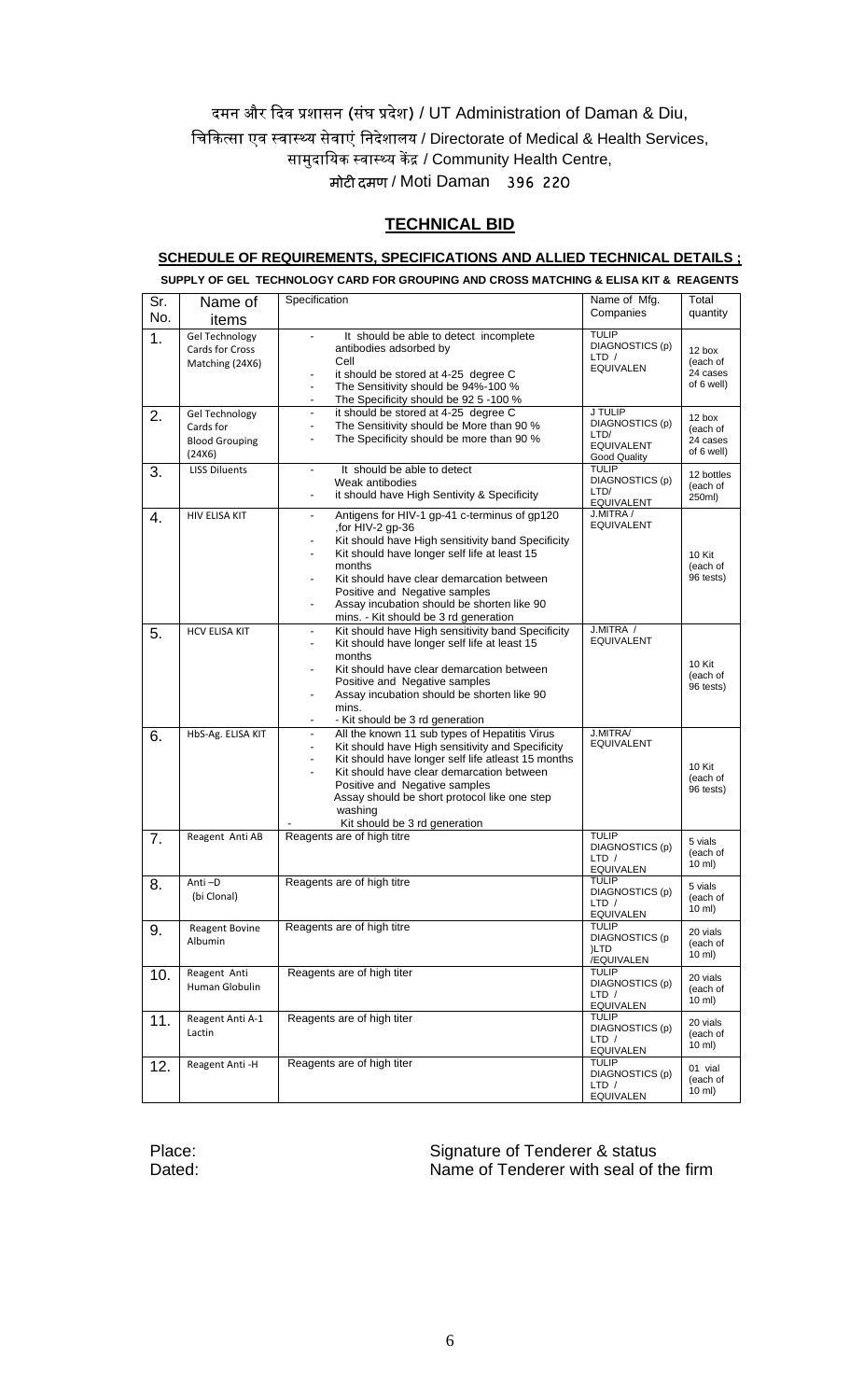दमन और दिव प्रशासन (संघ प्रदेश) / UT Administration of Daman & Diu,

चिकित्सा एव स्वास्थ्य सेवाएं निदेशालय / Directorate of Medical & Health Services,

सामुदायिक स्वास्थ्य केंद्र / Community Health Centre,

मोटी दमण / Moti Daman 396 220

## TECHNICAL BID

### SCHEDULE OF REQUIREMENTS, SPECIFICATIONS AND ALLIED TECHNICAL DETAILS ;

**SUPPLY OF GEL TECHNOLOGY CARD FOR GROUPING AND CROSS MATCHING & ELISA KIT & REAGENTS**

| Sr. No. | Name of items | Specification | Name of Mfg. Companies | Total quantity |
|---|---|---|---|---|
| 1. | Gel Technology Cards for Cross Matching (24X6) | - It should be able to detect incomplete antibodies adsorbed by Cell<br>- it should be stored at 4-25 degree C<br>- The Sensitivity should be 94%-100 %<br>- The Specificity should be 92 5 -100 % | TULIP DIAGNOSTICS (p) LTD / EQUIVALEN | 12 box (each of 24 cases of 6 well) |
| 2. | Gel Technology Cards for Blood Grouping (24X6) | - it should be stored at 4-25 degree C<br>- The Sensitivity should be More than 90 %<br>- The Specificity should be more than 90 % | J TULIP DIAGNOSTICS (p) LTD/ EQUIVALENT Good Quality | 12 box (each of 24 cases of 6 well) |
| 3. | LISS Diluents | - It should be able to detect Weak antibodies<br>- it should have High Sentivity & Specificity | TULIP DIAGNOSTICS (p) LTD/ EQUIVALENT | 12 bottles (each of 250ml) |
| 4. | HIV ELISA KIT | - Antigens for HIV-1 gp-41 c-terminus of gp120 ,for HIV-2 gp-36<br>- Kit should have High sensitivity band Specificity<br>- Kit should have longer self life at least 15 months<br>- Kit should have clear demarcation between Positive and Negative samples<br>- Assay incubation should be shorten like 90 mins. - Kit should be 3 rd generation | J.MITRA / EQUIVALENT | 10 Kit (each of 96 tests) |
| 5. | HCV ELISA KIT | - Kit should have High sensitivity band Specificity<br>- Kit should have longer self life at least 15 months<br>- Kit should have clear demarcation between Positive and Negative samples<br>- Assay incubation should be shorten like 90 mins.<br>- - Kit should be 3 rd generation | J.MITRA / EQUIVALENT | 10 Kit (each of 96 tests) |
| 6. | HbS-Ag. ELISA KIT | - All the known 11 sub types of Hepatitis Virus<br>- Kit should have High sensitivity and Specificity<br>- Kit should have longer self life atleast 15 months<br>- Kit should have clear demarcation between Positive and Negative samples<br>Assay should be short protocol like one step washing<br>- Kit should be 3 rd generation | J.MITRA/ EQUIVALENT | 10 Kit (each of 96 tests) |
| 7. | Reagent Anti AB | Reagents are of high titre | TULIP DIAGNOSTICS (p) LTD / EQUIVALEN | 5 vials (each of 10 ml) |
| 8. | Anti –D (bi Clonal) | Reagents are of high titre | TULIP DIAGNOSTICS (p) LTD / EQUIVALEN | 5 vials (each of 10 ml) |
| 9. | Reagent Bovine Albumin | Reagents are of high titre | TULIP DIAGNOSTICS (p )LTD /EQUIVALEN | 20 vials (each of 10 ml) |
| 10. | Reagent Anti Human Globulin | Reagents are of high titer | TULIP DIAGNOSTICS (p) LTD / EQUIVALEN | 20 vials (each of 10 ml) |
| 11. | Reagent Anti A-1 Lactin | Reagents are of high titer | TULIP DIAGNOSTICS (p) LTD / EQUIVALEN | 20 vials (each of 10 ml) |
| 12. | Reagent Anti -H | Reagents are of high titer | TULIP DIAGNOSTICS (p) LTD / EQUIVALEN | 01 vial (each of 10 ml) |

Place: Signature of Tenderer & status

Dated: Name of Tenderer with seal of the firm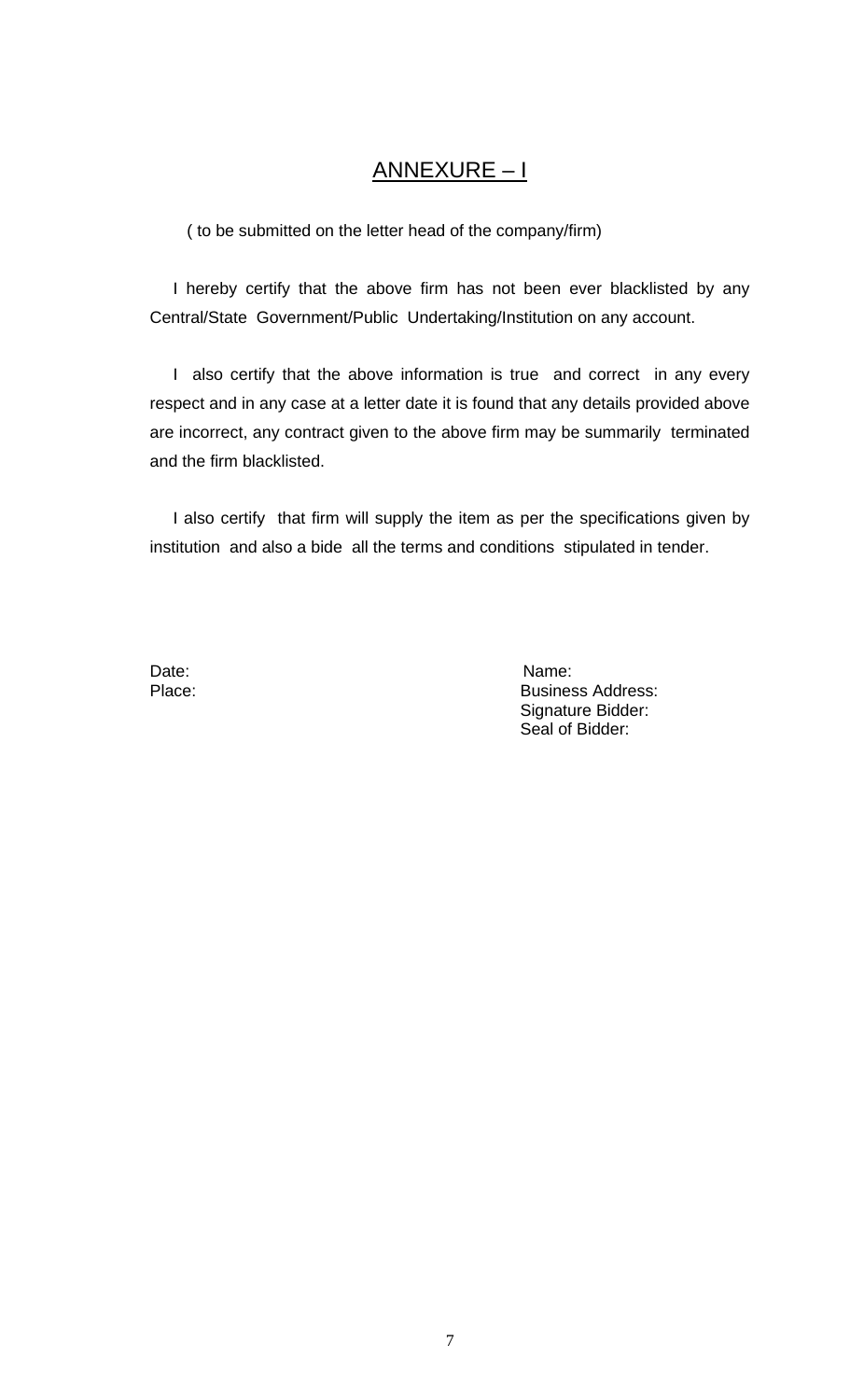# ANNEXURE – I

( to be submitted on the letter head of the company/firm)

I hereby certify that the above firm has not been ever blacklisted by any Central/State Government/Public Undertaking/Institution on any account.

I also certify that the above information is true and correct in any every respect and in any case at a letter date it is found that any details provided above are incorrect, any contract given to the above firm may be summarily terminated and the firm blacklisted.

I also certify that firm will supply the item as per the specifications given by institution and also a bide all the terms and conditions stipulated in tender.

Date:

Place:

Name:

Business Address:

Signature Bidder:

Seal of Bidder: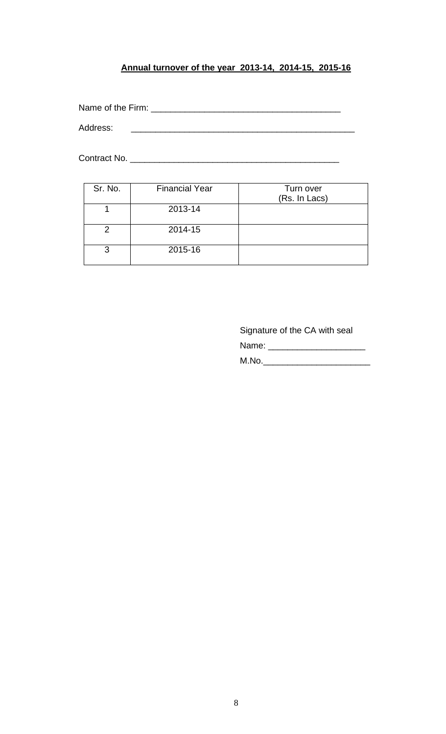**Annual turnover of the year 2013-14, 2014-15, 2015-16**

Name of the Firm: ________________________________________

Address: ________________________________________________

Contract No. _____________________________________________

| Sr. No. | Financial Year | Turn over (Rs. In Lacs) |
|---|---|---|
| 1 | 2013-14 | |
| 2 | 2014-15 | |
| 3 | 2015-16 | |

Signature of the CA with seal

Name: ____________________

M.No.______________________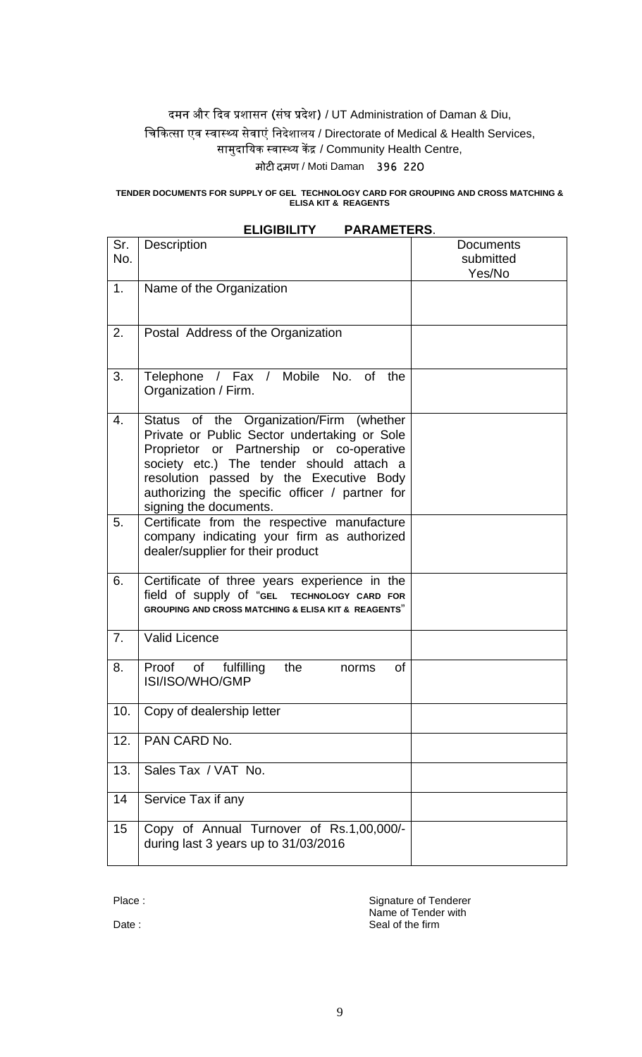दमन और दिव प्रशासन (संघ प्रदेश) / UT Administration of Daman & Diu,

चिकित्सा एव स्वास्थ्य सेवाएं निदेशालय / Directorate of Medical & Health Services,

सामुदायिक स्वास्थ्य केंद्र / Community Health Centre,

मोटी दमण / Moti Daman 396 220

**TENDER DOCUMENTS FOR SUPPLY OF GEL TECHNOLOGY CARD FOR GROUPING AND CROSS MATCHING & ELISA KIT & REAGENTS**

## ELIGIBILITY PARAMETERS.

| Sr. No. | Description | Documents submitted Yes/No |
|---|---|---|
| 1. | Name of the Organization | |
| 2. | Postal Address of the Organization | |
| 3. | Telephone / Fax / Mobile No. of the Organization / Firm. | |
| 4. | Status of the Organization/Firm (whether Private or Public Sector undertaking or Sole Proprietor or Partnership or co-operative society etc.) The tender should attach a resolution passed by the Executive Body authorizing the specific officer / partner for signing the documents. | |
| 5. | Certificate from the respective manufacture company indicating your firm as authorized dealer/supplier for their product | |
| 6. | Certificate of three years experience in the field of supply of "GEL TECHNOLOGY CARD FOR GROUPING AND CROSS MATCHING & ELISA KIT & REAGENTS" | |
| 7. | Valid Licence | |
| 8. | Proof of fulfilling the norms of ISI/ISO/WHO/GMP | |
| 10. | Copy of dealership letter | |
| 12. | PAN CARD No. | |
| 13. | Sales Tax / VAT No. | |
| 14 | Service Tax if any | |
| 15 | Copy of Annual Turnover of Rs.1,00,000/- during last 3 years up to 31/03/2016 | |

Place :

Date :

Signature of Tenderer
Name of Tender with
Seal of the firm